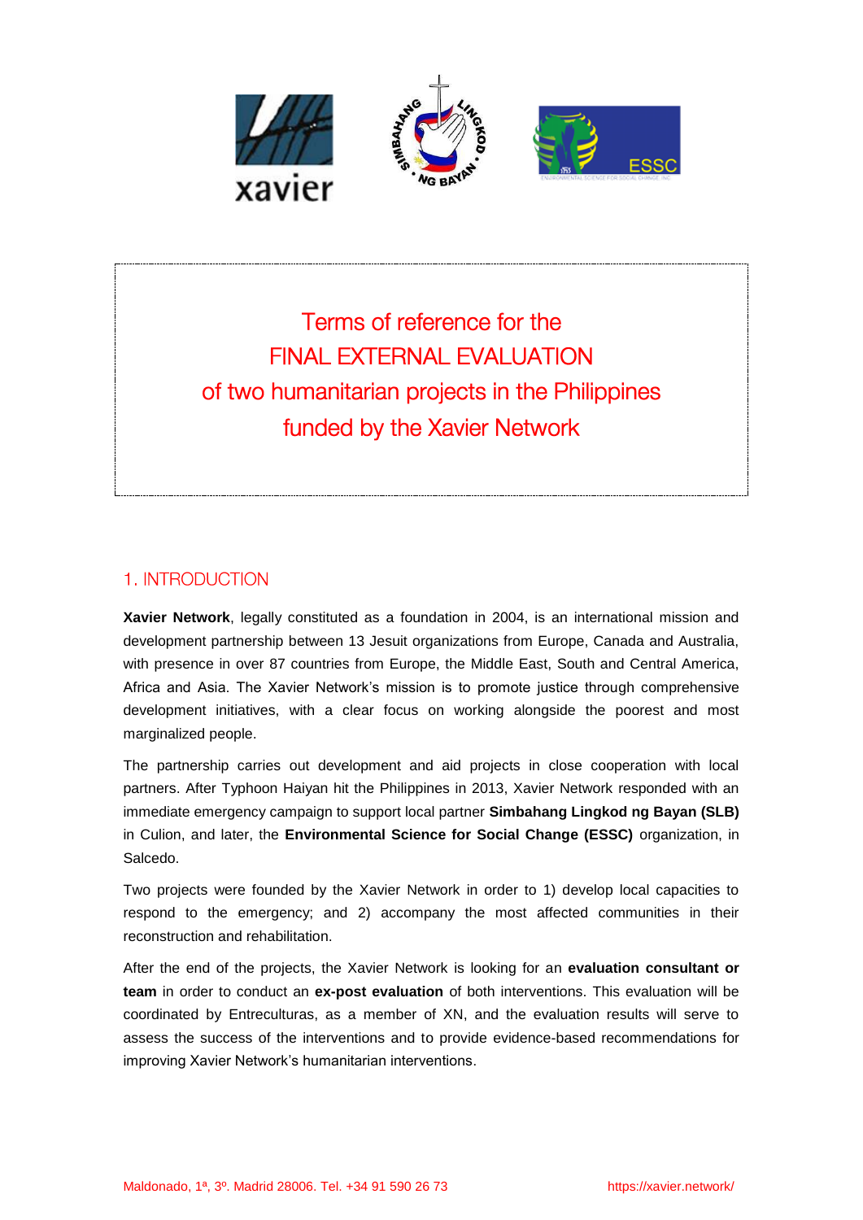# Terms of reference for the FINAL EXTERNAL EVALUATION of two humanitarian projects in the Philippines funded by the Xavier Network

## 1. INTRODUCTION

**Xavier Network**, legally constituted as a foundation in 2004, is an international mission and development partnership between 13 Jesuit organizations from Europe, Canada and Australia, with presence in over 87 countries from Europe, the Middle East, South and Central America, Africa and Asia. The Xavier Network's mission is to promote justice through comprehensive development initiatives, with a clear focus on working alongside the poorest and most marginalized people.

The partnership carries out development and aid projects in close cooperation with local partners. After Typhoon Haiyan hit the Philippines in 2013, Xavier Network responded with an immediate emergency campaign to support local partner **Simbahang Lingkod ng Bayan (SLB)** in Culion, and later, the **Environmental Science for Social Change (ESSC)** organization, in Salcedo.

Two projects were founded by the Xavier Network in order to 1) develop local capacities to respond to the emergency; and 2) accompany the most affected communities in their reconstruction and rehabilitation.

After the end of the projects, the Xavier Network is looking for an **evaluation consultant or team** in order to conduct an **ex-post evaluation** of both interventions. This evaluation will be coordinated by Entreculturas, as a member of XN, and the evaluation results will serve to assess the success of the interventions and to provide evidence-based recommendations for improving Xavier Network's humanitarian interventions.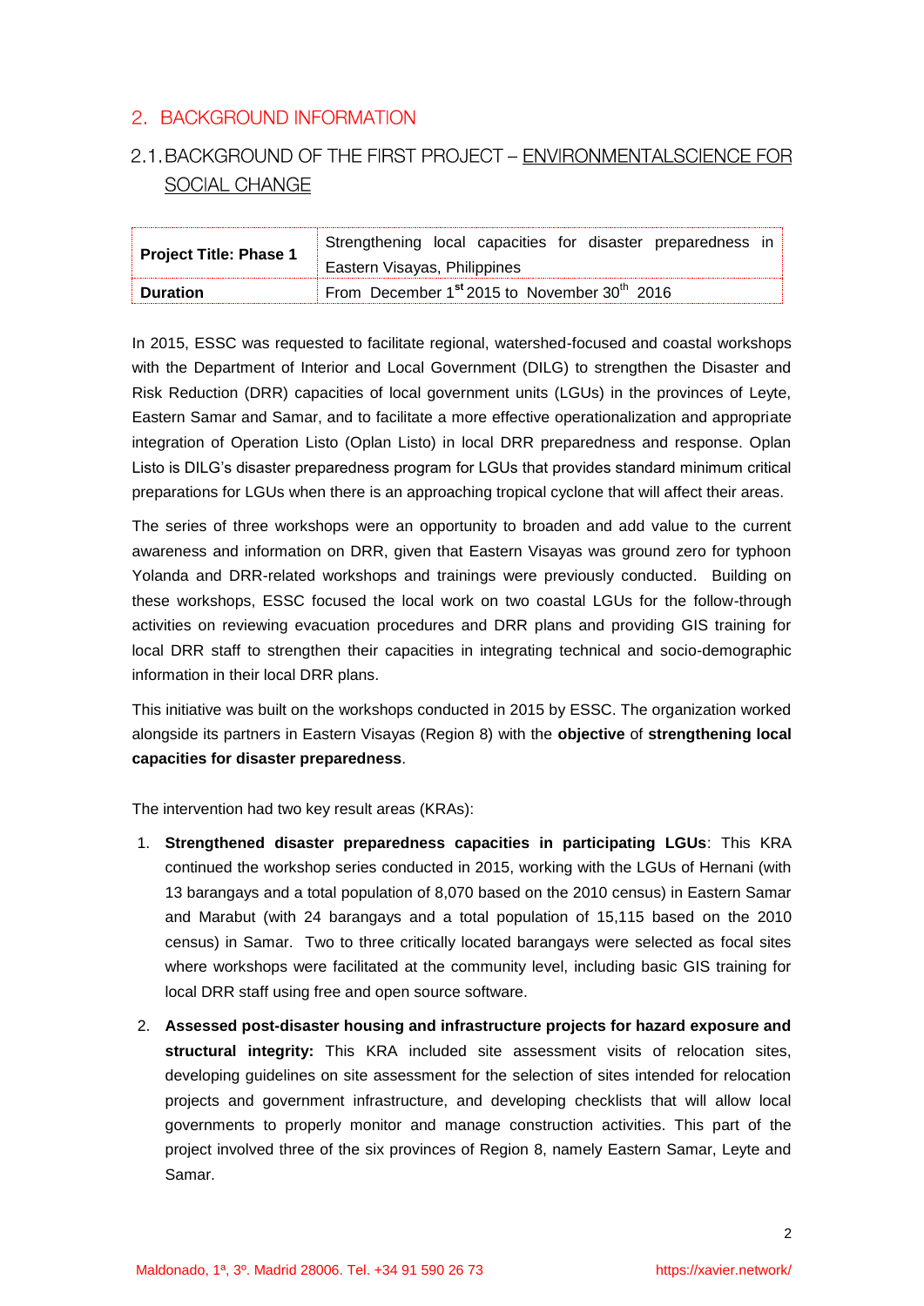## 2. BACKGROUND INFORMATION

### 2.1. BACKGROUND OF THE FIRST PROJECT – ENVIRONMENTALSCIENCE FOR SOCIAL CHANGE

| **Project Title: Phase 1** | Strengthening local capacities for disaster preparedness in Eastern Visayas, Philippines |
|---|---|
| **Duration** | From December 1st 2015 to November 30th 2016 |

In 2015, ESSC was requested to facilitate regional, watershed-focused and coastal workshops with the Department of Interior and Local Government (DILG) to strengthen the Disaster and Risk Reduction (DRR) capacities of local government units (LGUs) in the provinces of Leyte, Eastern Samar and Samar, and to facilitate a more effective operationalization and appropriate integration of Operation Listo (Oplan Listo) in local DRR preparedness and response. Oplan Listo is DILG's disaster preparedness program for LGUs that provides standard minimum critical preparations for LGUs when there is an approaching tropical cyclone that will affect their areas.

The series of three workshops were an opportunity to broaden and add value to the current awareness and information on DRR, given that Eastern Visayas was ground zero for typhoon Yolanda and DRR-related workshops and trainings were previously conducted. Building on these workshops, ESSC focused the local work on two coastal LGUs for the follow-through activities on reviewing evacuation procedures and DRR plans and providing GIS training for local DRR staff to strengthen their capacities in integrating technical and socio-demographic information in their local DRR plans.

This initiative was built on the workshops conducted in 2015 by ESSC. The organization worked alongside its partners in Eastern Visayas (Region 8) with the **objective** of **strengthening local capacities for disaster preparedness**.

The intervention had two key result areas (KRAs):

1. **Strengthened disaster preparedness capacities in participating LGUs**: This KRA continued the workshop series conducted in 2015, working with the LGUs of Hernani (with 13 barangays and a total population of 8,070 based on the 2010 census) in Eastern Samar and Marabut (with 24 barangays and a total population of 15,115 based on the 2010 census) in Samar. Two to three critically located barangays were selected as focal sites where workshops were facilitated at the community level, including basic GIS training for local DRR staff using free and open source software.
2. **Assessed post-disaster housing and infrastructure projects for hazard exposure and structural integrity:** This KRA included site assessment visits of relocation sites, developing guidelines on site assessment for the selection of sites intended for relocation projects and government infrastructure, and developing checklists that will allow local governments to properly monitor and manage construction activities. This part of the project involved three of the six provinces of Region 8, namely Eastern Samar, Leyte and Samar.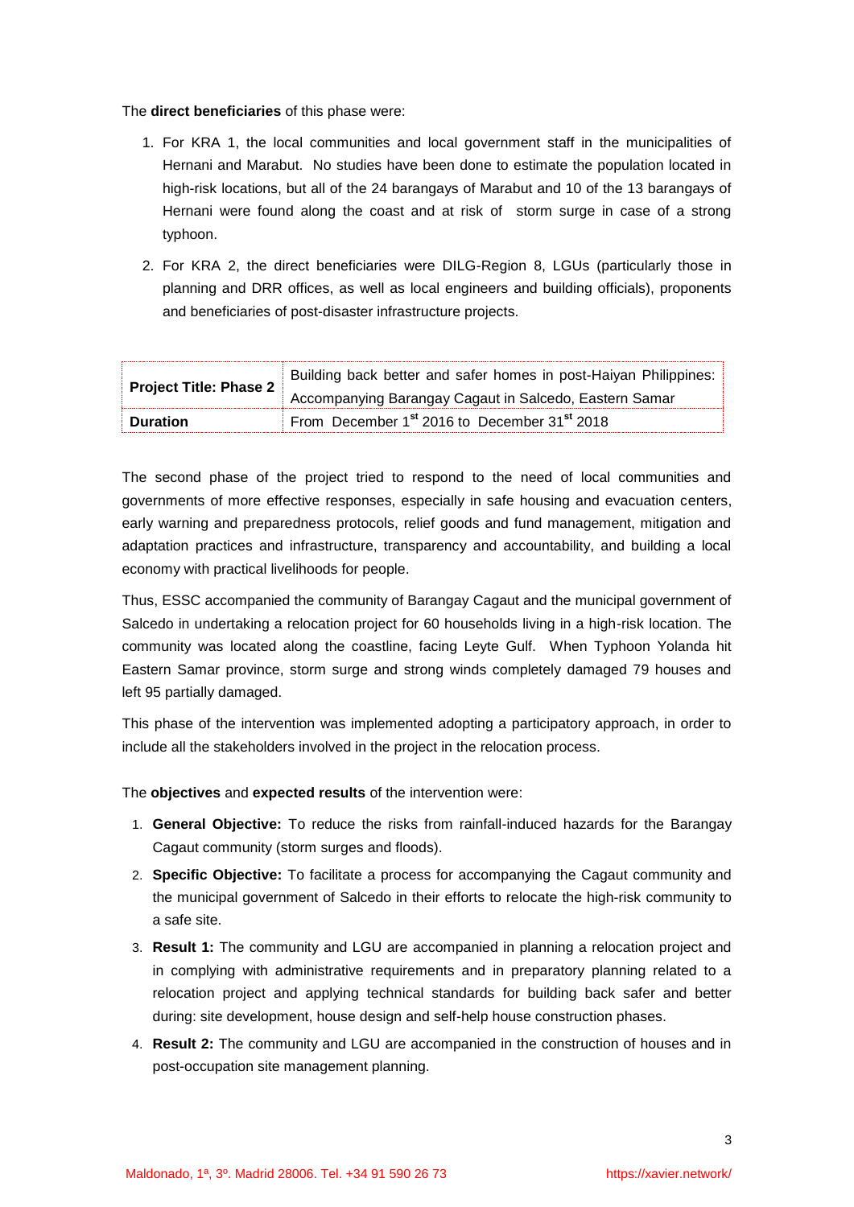The **direct beneficiaries** of this phase were:

1. For KRA 1, the local communities and local government staff in the municipalities of Hernani and Marabut. No studies have been done to estimate the population located in high-risk locations, but all of the 24 barangays of Marabut and 10 of the 13 barangays of Hernani were found along the coast and at risk of storm surge in case of a strong typhoon.

2. For KRA 2, the direct beneficiaries were DILG-Region 8, LGUs (particularly those in planning and DRR offices, as well as local engineers and building officials), proponents and beneficiaries of post-disaster infrastructure projects.

| **Project Title: Phase 2** | Building back better and safer homes in post-Haiyan Philippines: Accompanying Barangay Cagaut in Salcedo, Eastern Samar |
|---|---|
| **Duration** | From December 1st 2016 to December 31st 2018 |

The second phase of the project tried to respond to the need of local communities and governments of more effective responses, especially in safe housing and evacuation centers, early warning and preparedness protocols, relief goods and fund management, mitigation and adaptation practices and infrastructure, transparency and accountability, and building a local economy with practical livelihoods for people.

Thus, ESSC accompanied the community of Barangay Cagaut and the municipal government of Salcedo in undertaking a relocation project for 60 households living in a high-risk location. The community was located along the coastline, facing Leyte Gulf. When Typhoon Yolanda hit Eastern Samar province, storm surge and strong winds completely damaged 79 houses and left 95 partially damaged.

This phase of the intervention was implemented adopting a participatory approach, in order to include all the stakeholders involved in the project in the relocation process.

The **objectives** and **expected results** of the intervention were:

1. **General Objective:** To reduce the risks from rainfall-induced hazards for the Barangay Cagaut community (storm surges and floods).
2. **Specific Objective:** To facilitate a process for accompanying the Cagaut community and the municipal government of Salcedo in their efforts to relocate the high-risk community to a safe site.
3. **Result 1:** The community and LGU are accompanied in planning a relocation project and in complying with administrative requirements and in preparatory planning related to a relocation project and applying technical standards for building back safer and better during: site development, house design and self-help house construction phases.
4. **Result 2:** The community and LGU are accompanied in the construction of houses and in post-occupation site management planning.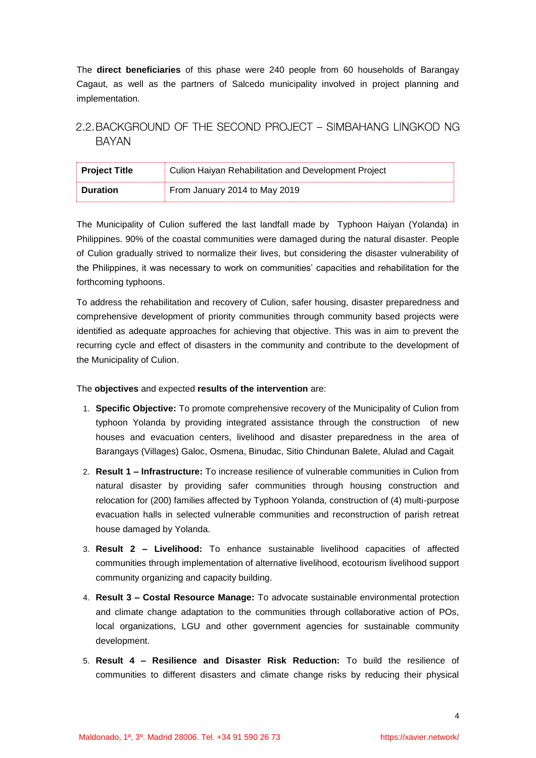The **direct beneficiaries** of this phase were 240 people from 60 households of Barangay Cagaut, as well as the partners of Salcedo municipality involved in project planning and implementation.

## 2.2. BACKGROUND OF THE SECOND PROJECT – SIMBAHANG LINGKOD NG BAYAN

| **Project Title** | Culion Haiyan Rehabilitation and Development Project |
|---|---|
| **Duration** | From January 2014 to May 2019 |

The Municipality of Culion suffered the last landfall made by Typhoon Haiyan (Yolanda) in Philippines. 90% of the coastal communities were damaged during the natural disaster. People of Culion gradually strived to normalize their lives, but considering the disaster vulnerability of the Philippines, it was necessary to work on communities' capacities and rehabilitation for the forthcoming typhoons.

To address the rehabilitation and recovery of Culion, safer housing, disaster preparedness and comprehensive development of priority communities through community based projects were identified as adequate approaches for achieving that objective. This was in aim to prevent the recurring cycle and effect of disasters in the community and contribute to the development of the Municipality of Culion.

The **objectives** and expected **results of the intervention** are:

1. **Specific Objective:** To promote comprehensive recovery of the Municipality of Culion from typhoon Yolanda by providing integrated assistance through the construction of new houses and evacuation centers, livelihood and disaster preparedness in the area of Barangays (Villages) Galoc, Osmena, Binudac, Sitio Chindunan Balete, Alulad and Cagait
2. **Result 1 – Infrastructure:** To increase resilience of vulnerable communities in Culion from natural disaster by providing safer communities through housing construction and relocation for (200) families affected by Typhoon Yolanda, construction of (4) multi-purpose evacuation halls in selected vulnerable communities and reconstruction of parish retreat house damaged by Yolanda.
3. **Result 2 – Livelihood:** To enhance sustainable livelihood capacities of affected communities through implementation of alternative livelihood, ecotourism livelihood support community organizing and capacity building.
4. **Result 3 – Costal Resource Manage:** To advocate sustainable environmental protection and climate change adaptation to the communities through collaborative action of POs, local organizations, LGU and other government agencies for sustainable community development.
5. **Result 4 – Resilience and Disaster Risk Reduction:** To build the resilience of communities to different disasters and climate change risks by reducing their physical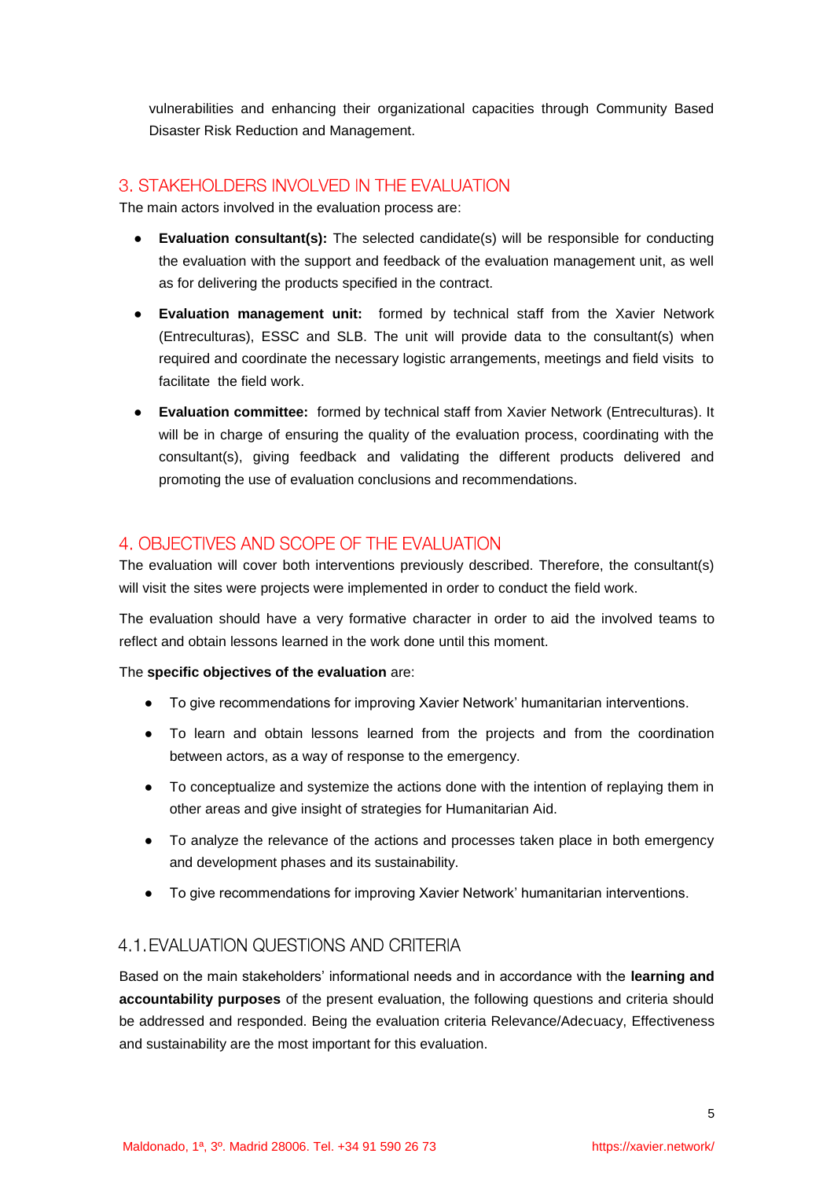vulnerabilities and enhancing their organizational capacities through Community Based Disaster Risk Reduction and Management.

## 3. STAKEHOLDERS INVOLVED IN THE EVALUATION

The main actors involved in the evaluation process are:

- **Evaluation consultant(s):** The selected candidate(s) will be responsible for conducting the evaluation with the support and feedback of the evaluation management unit, as well as for delivering the products specified in the contract.
- **Evaluation management unit:** formed by technical staff from the Xavier Network (Entreculturas), ESSC and SLB. The unit will provide data to the consultant(s) when required and coordinate the necessary logistic arrangements, meetings and field visits to facilitate the field work.
- **Evaluation committee:** formed by technical staff from Xavier Network (Entreculturas). It will be in charge of ensuring the quality of the evaluation process, coordinating with the consultant(s), giving feedback and validating the different products delivered and promoting the use of evaluation conclusions and recommendations.

## 4. OBJECTIVES AND SCOPE OF THE EVALUATION

The evaluation will cover both interventions previously described. Therefore, the consultant(s) will visit the sites were projects were implemented in order to conduct the field work.

The evaluation should have a very formative character in order to aid the involved teams to reflect and obtain lessons learned in the work done until this moment.

The **specific objectives of the evaluation** are:

- To give recommendations for improving Xavier Network' humanitarian interventions.
- To learn and obtain lessons learned from the projects and from the coordination between actors, as a way of response to the emergency.
- To conceptualize and systemize the actions done with the intention of replaying them in other areas and give insight of strategies for Humanitarian Aid.
- To analyze the relevance of the actions and processes taken place in both emergency and development phases and its sustainability.
- To give recommendations for improving Xavier Network' humanitarian interventions.

### 4.1. EVALUATION QUESTIONS AND CRITERIA

Based on the main stakeholders' informational needs and in accordance with the **learning and accountability purposes** of the present evaluation, the following questions and criteria should be addressed and responded. Being the evaluation criteria Relevance/Adecuacy, Effectiveness and sustainability are the most important for this evaluation.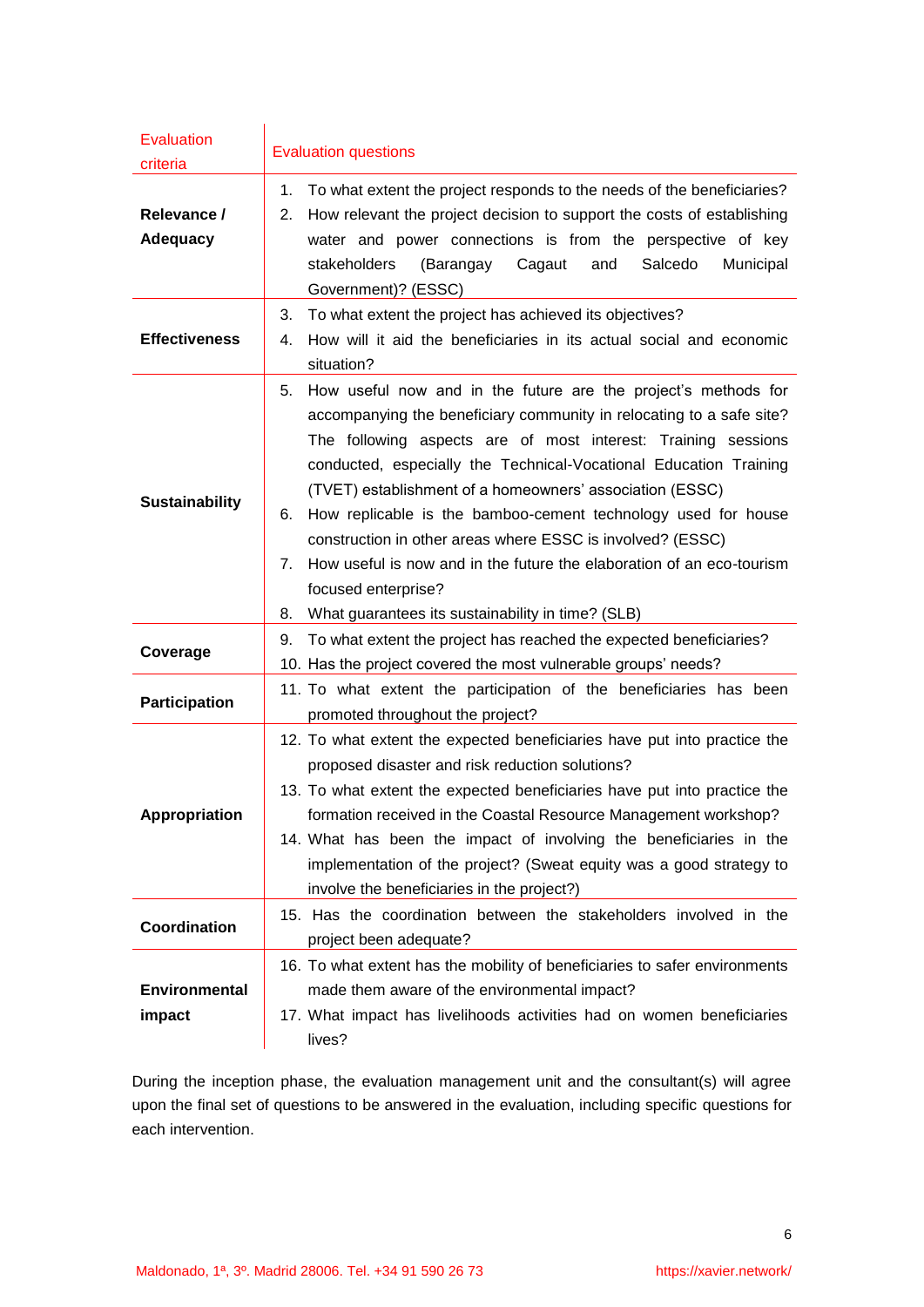| Evaluation criteria | Evaluation questions |
|---|---|
| **Relevance / Adequacy** | 1. To what extent the project responds to the needs of the beneficiaries?<br>2. How relevant the project decision to support the costs of establishing water and power connections is from the perspective of key stakeholders (Barangay Cagaut and Salcedo Municipal Government)? (ESSC) |
| **Effectiveness** | 3. To what extent the project has achieved its objectives?<br>4. How will it aid the beneficiaries in its actual social and economic situation? |
| **Sustainability** | 5. How useful now and in the future are the project's methods for accompanying the beneficiary community in relocating to a safe site? The following aspects are of most interest: Training sessions conducted, especially the Technical-Vocational Education Training (TVET) establishment of a homeowners' association (ESSC)<br>6. How replicable is the bamboo-cement technology used for house construction in other areas where ESSC is involved? (ESSC)<br>7. How useful is now and in the future the elaboration of an eco-tourism focused enterprise?<br>8. What guarantees its sustainability in time? (SLB) |
| **Coverage** | 9. To what extent the project has reached the expected beneficiaries?<br>10. Has the project covered the most vulnerable groups' needs? |
| **Participation** | 11. To what extent the participation of the beneficiaries has been promoted throughout the project? |
| **Appropriation** | 12. To what extent the expected beneficiaries have put into practice the proposed disaster and risk reduction solutions?<br>13. To what extent the expected beneficiaries have put into practice the formation received in the Coastal Resource Management workshop?<br>14. What has been the impact of involving the beneficiaries in the implementation of the project? (Sweat equity was a good strategy to involve the beneficiaries in the project?) |
| **Coordination** | 15. Has the coordination between the stakeholders involved in the project been adequate? |
| **Environmental impact** | 16. To what extent has the mobility of beneficiaries to safer environments made them aware of the environmental impact?<br>17. What impact has livelihoods activities had on women beneficiaries lives? |

During the inception phase, the evaluation management unit and the consultant(s) will agree upon the final set of questions to be answered in the evaluation, including specific questions for each intervention.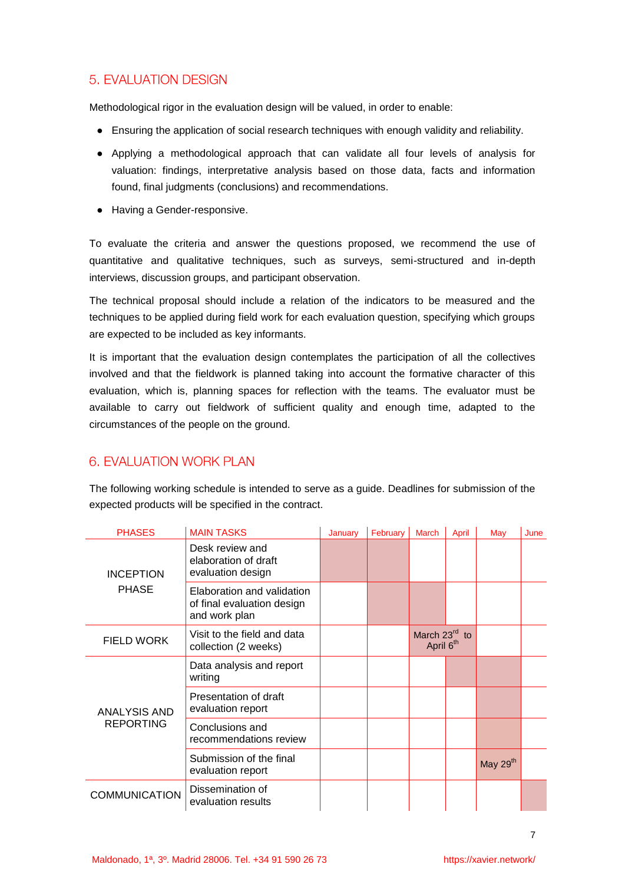## 5. EVALUATION DESIGN

Methodological rigor in the evaluation design will be valued, in order to enable:

- Ensuring the application of social research techniques with enough validity and reliability.
- Applying a methodological approach that can validate all four levels of analysis for valuation: findings, interpretative analysis based on those data, facts and information found, final judgments (conclusions) and recommendations.
- Having a Gender-responsive.

To evaluate the criteria and answer the questions proposed, we recommend the use of quantitative and qualitative techniques, such as surveys, semi-structured and in-depth interviews, discussion groups, and participant observation.

The technical proposal should include a relation of the indicators to be measured and the techniques to be applied during field work for each evaluation question, specifying which groups are expected to be included as key informants.

It is important that the evaluation design contemplates the participation of all the collectives involved and that the fieldwork is planned taking into account the formative character of this evaluation, which is, planning spaces for reflection with the teams. The evaluator must be available to carry out fieldwork of sufficient quality and enough time, adapted to the circumstances of the people on the ground.

## 6. EVALUATION WORK PLAN

The following working schedule is intended to serve as a guide. Deadlines for submission of the expected products will be specified in the contract.

| PHASES | MAIN TASKS | January | February | March | April | May | June |
|---|---|---|---|---|---|---|---|
| INCEPTION PHASE | Desk review and elaboration of draft evaluation design | X | X | | | | |
| | Elaboration and validation of final evaluation design and work plan | | X | X | | | |
| FIELD WORK | Visit to the field and data collection (2 weeks) | | | March 23rd to April 6th | | | |
| ANALYSIS AND REPORTING | Data analysis and report writing | | | | X | X | |
| | Presentation of draft evaluation report | | | | | X | |
| | Conclusions and recommendations review | | | | | X | |
| | Submission of the final evaluation report | | | | | May 29th | |
| COMMUNICATION | Dissemination of evaluation results | | | | | | X |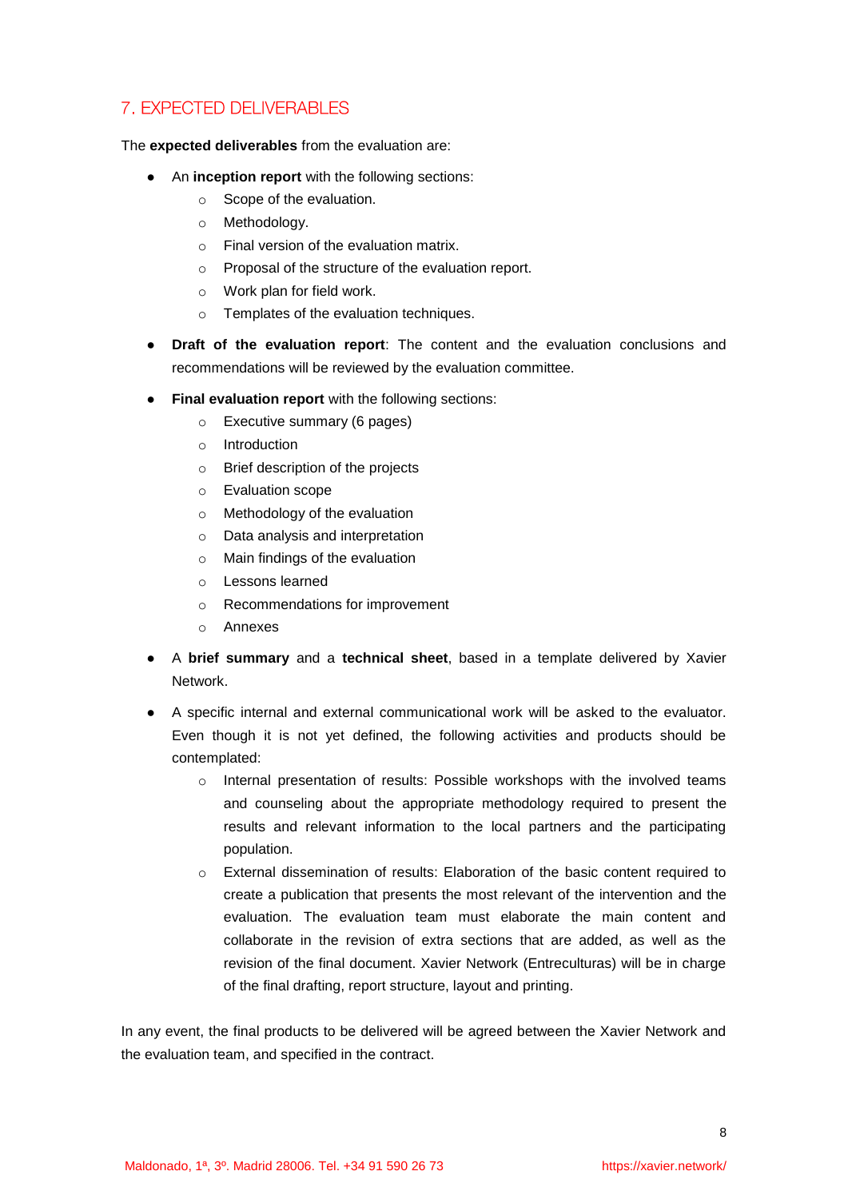## 7. EXPECTED DELIVERABLES

The **expected deliverables** from the evaluation are:

- An **inception report** with the following sections:
  - Scope of the evaluation.
  - Methodology.
  - Final version of the evaluation matrix.
  - Proposal of the structure of the evaluation report.
  - Work plan for field work.
  - Templates of the evaluation techniques.
- **Draft of the evaluation report**: The content and the evaluation conclusions and recommendations will be reviewed by the evaluation committee.
- **Final evaluation report** with the following sections:
  - Executive summary (6 pages)
  - Introduction
  - Brief description of the projects
  - Evaluation scope
  - Methodology of the evaluation
  - Data analysis and interpretation
  - Main findings of the evaluation
  - Lessons learned
  - Recommendations for improvement
  - Annexes
- A **brief summary** and a **technical sheet**, based in a template delivered by Xavier Network.
- A specific internal and external communicational work will be asked to the evaluator. Even though it is not yet defined, the following activities and products should be contemplated:
  - Internal presentation of results: Possible workshops with the involved teams and counseling about the appropriate methodology required to present the results and relevant information to the local partners and the participating population.
  - External dissemination of results: Elaboration of the basic content required to create a publication that presents the most relevant of the intervention and the evaluation. The evaluation team must elaborate the main content and collaborate in the revision of extra sections that are added, as well as the revision of the final document. Xavier Network (Entreculturas) will be in charge of the final drafting, report structure, layout and printing.

In any event, the final products to be delivered will be agreed between the Xavier Network and the evaluation team, and specified in the contract.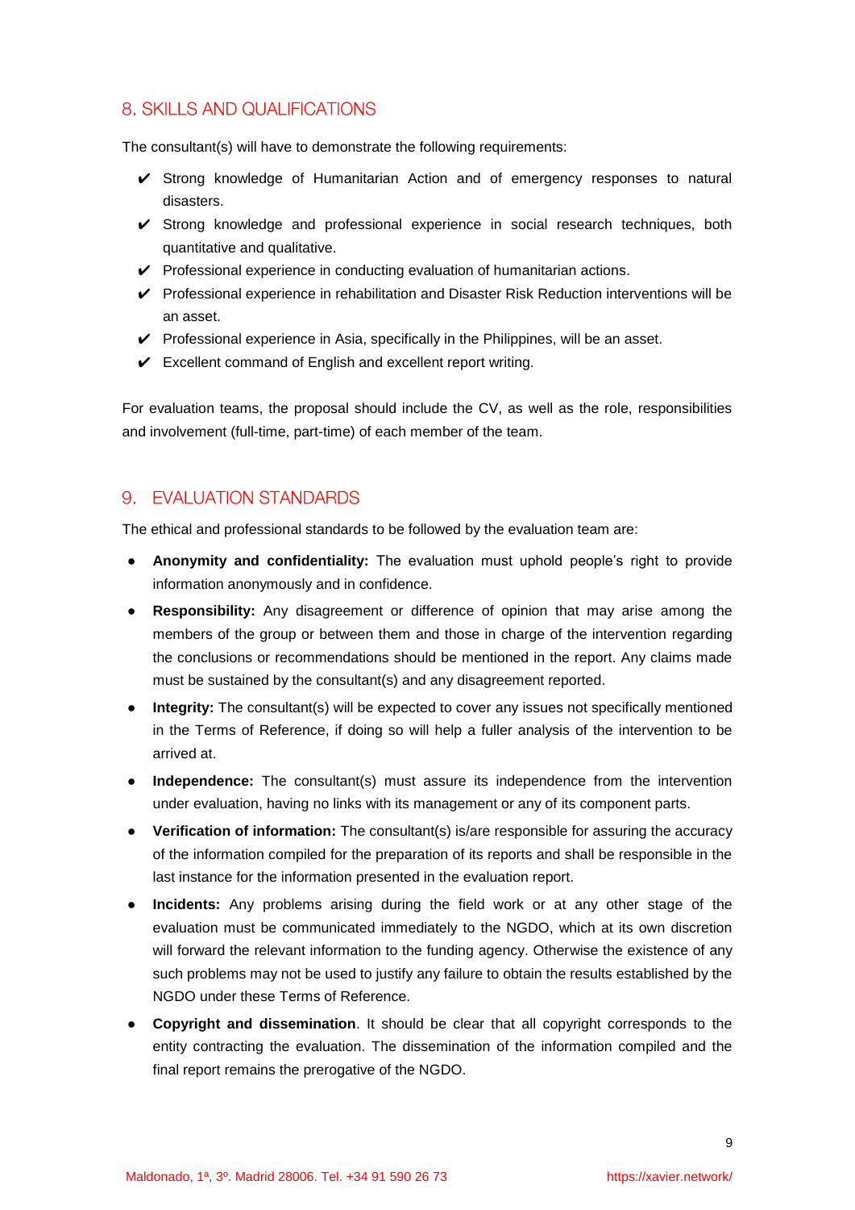## 8. SKILLS AND QUALIFICATIONS

The consultant(s) will have to demonstrate the following requirements:

- ✔ Strong knowledge of Humanitarian Action and of emergency responses to natural disasters.
- ✔ Strong knowledge and professional experience in social research techniques, both quantitative and qualitative.
- ✔ Professional experience in conducting evaluation of humanitarian actions.
- ✔ Professional experience in rehabilitation and Disaster Risk Reduction interventions will be an asset.
- ✔ Professional experience in Asia, specifically in the Philippines, will be an asset.
- ✔ Excellent command of English and excellent report writing.

For evaluation teams, the proposal should include the CV, as well as the role, responsibilities and involvement (full-time, part-time) of each member of the team.

## 9. EVALUATION STANDARDS

The ethical and professional standards to be followed by the evaluation team are:

- **Anonymity and confidentiality:** The evaluation must uphold people's right to provide information anonymously and in confidence.
- **Responsibility:** Any disagreement or difference of opinion that may arise among the members of the group or between them and those in charge of the intervention regarding the conclusions or recommendations should be mentioned in the report. Any claims made must be sustained by the consultant(s) and any disagreement reported.
- **Integrity:** The consultant(s) will be expected to cover any issues not specifically mentioned in the Terms of Reference, if doing so will help a fuller analysis of the intervention to be arrived at.
- **Independence:** The consultant(s) must assure its independence from the intervention under evaluation, having no links with its management or any of its component parts.
- **Verification of information:** The consultant(s) is/are responsible for assuring the accuracy of the information compiled for the preparation of its reports and shall be responsible in the last instance for the information presented in the evaluation report.
- **Incidents:** Any problems arising during the field work or at any other stage of the evaluation must be communicated immediately to the NGDO, which at its own discretion will forward the relevant information to the funding agency. Otherwise the existence of any such problems may not be used to justify any failure to obtain the results established by the NGDO under these Terms of Reference.
- **Copyright and dissemination**. It should be clear that all copyright corresponds to the entity contracting the evaluation. The dissemination of the information compiled and the final report remains the prerogative of the NGDO.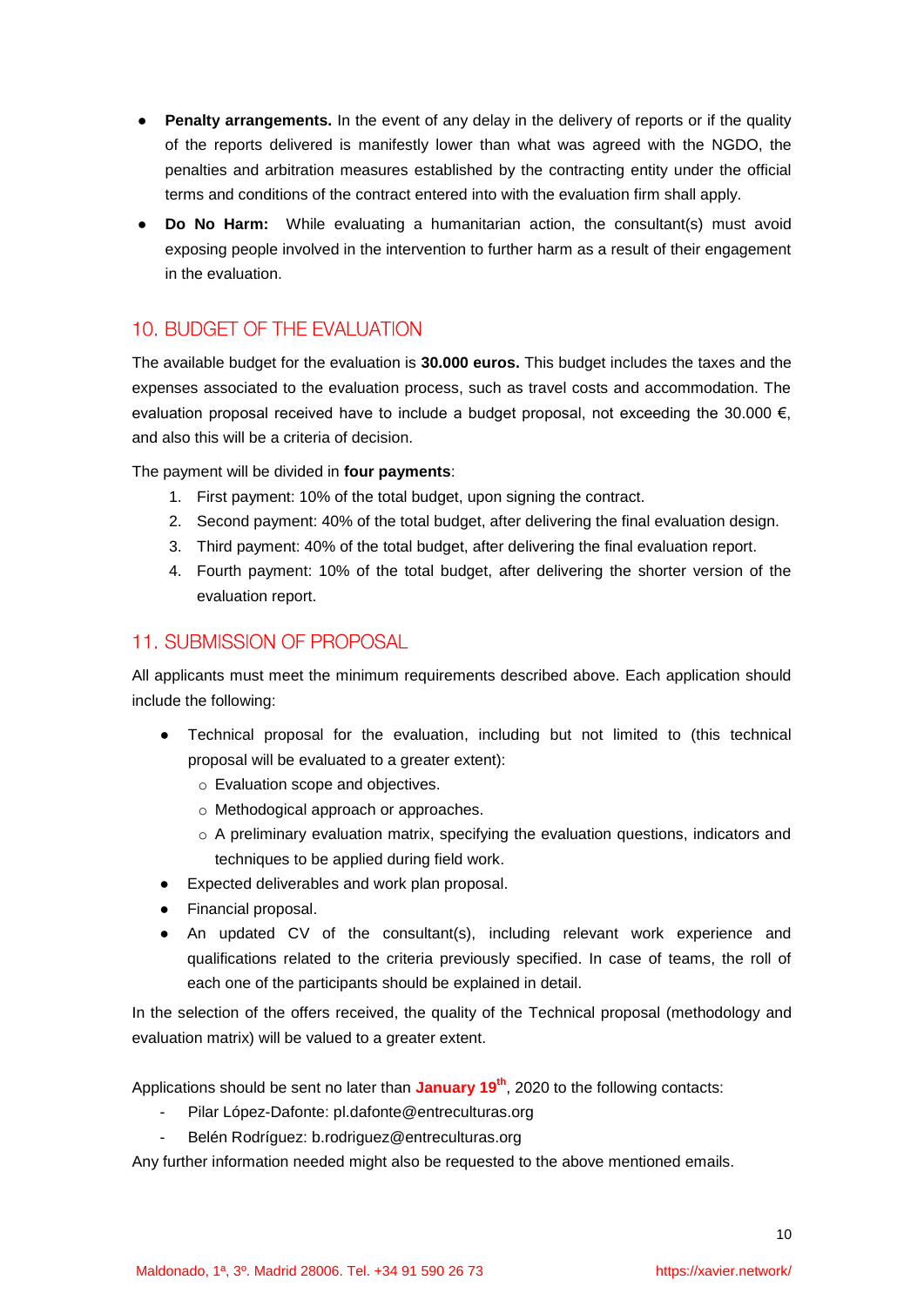- **Penalty arrangements.** In the event of any delay in the delivery of reports or if the quality of the reports delivered is manifestly lower than what was agreed with the NGDO, the penalties and arbitration measures established by the contracting entity under the official terms and conditions of the contract entered into with the evaluation firm shall apply.
- **Do No Harm:** While evaluating a humanitarian action, the consultant(s) must avoid exposing people involved in the intervention to further harm as a result of their engagement in the evaluation.

## 10. BUDGET OF THE EVALUATION

The available budget for the evaluation is **30.000 euros.** This budget includes the taxes and the expenses associated to the evaluation process, such as travel costs and accommodation. The evaluation proposal received have to include a budget proposal, not exceeding the 30.000 €, and also this will be a criteria of decision.

The payment will be divided in **four payments**:

1. First payment: 10% of the total budget, upon signing the contract.
2. Second payment: 40% of the total budget, after delivering the final evaluation design.
3. Third payment: 40% of the total budget, after delivering the final evaluation report.
4. Fourth payment: 10% of the total budget, after delivering the shorter version of the evaluation report.

## 11. SUBMISSION OF PROPOSAL

All applicants must meet the minimum requirements described above. Each application should include the following:

- Technical proposal for the evaluation, including but not limited to (this technical proposal will be evaluated to a greater extent):
  - Evaluation scope and objectives.
  - Methodogical approach or approaches.
  - A preliminary evaluation matrix, specifying the evaluation questions, indicators and techniques to be applied during field work.
- Expected deliverables and work plan proposal.
- Financial proposal.
- An updated CV of the consultant(s), including relevant work experience and qualifications related to the criteria previously specified. In case of teams, the roll of each one of the participants should be explained in detail.

In the selection of the offers received, the quality of the Technical proposal (methodology and evaluation matrix) will be valued to a greater extent.

Applications should be sent no later than **January 19th**, 2020 to the following contacts:

- Pilar López-Dafonte: pl.dafonte@entreculturas.org
- Belén Rodríguez: b.rodriguez@entreculturas.org

Any further information needed might also be requested to the above mentioned emails.